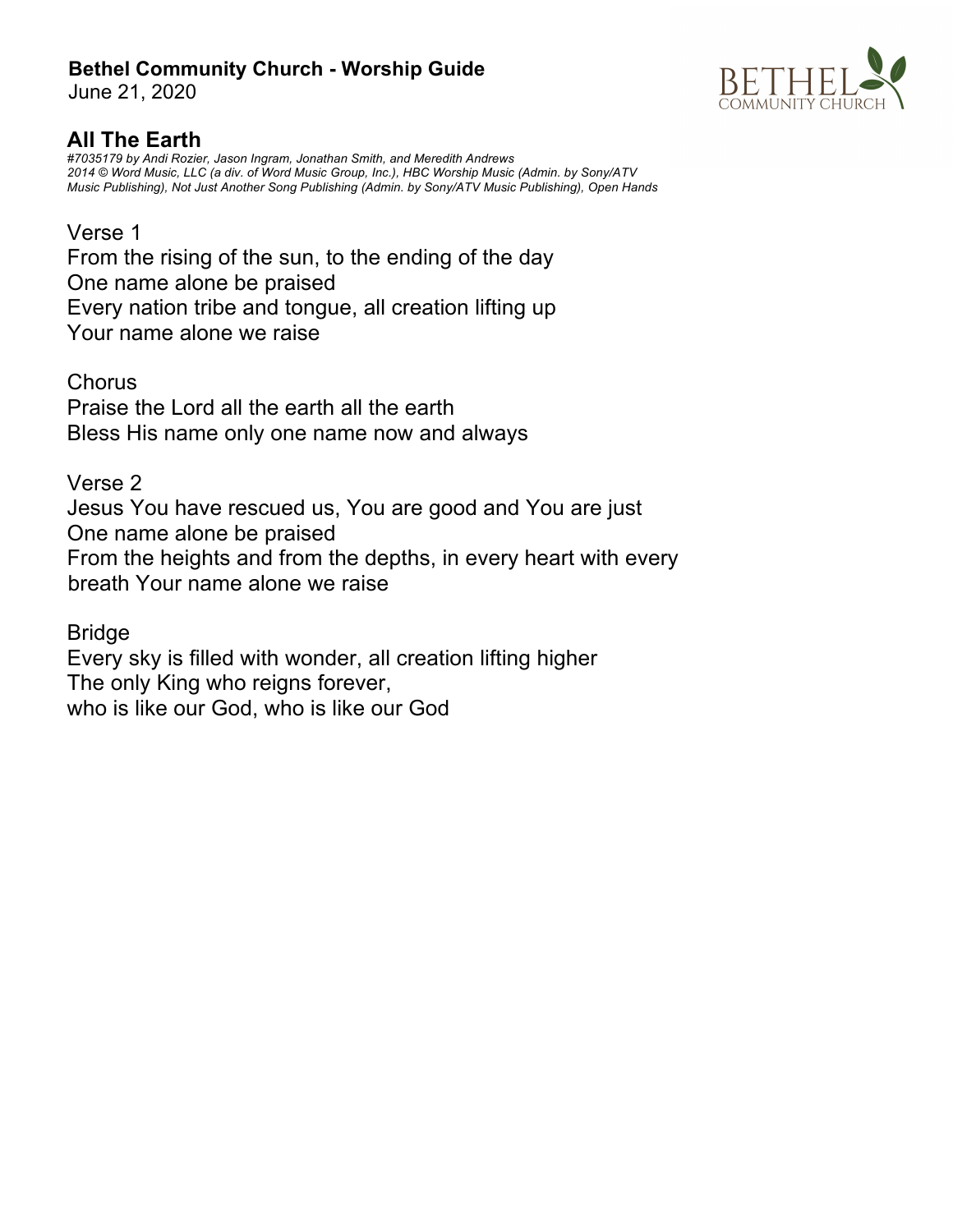**Bethel Community Church - Worship Guide**
June 21, 2020

## All The Earth

*#7035179 by Andi Rozier, Jason Ingram, Jonathan Smith, and Meredith Andrews*
*2014 © Word Music, LLC (a div. of Word Music Group, Inc.), HBC Worship Music (Admin. by Sony/ATV Music Publishing), Not Just Another Song Publishing (Admin. by Sony/ATV Music Publishing), Open Hands*

Verse 1
From the rising of the sun, to the ending of the day
One name alone be praised
Every nation tribe and tongue, all creation lifting up
Your name alone we raise

Chorus
Praise the Lord all the earth all the earth
Bless His name only one name now and always

Verse 2
Jesus You have rescued us, You are good and You are just
One name alone be praised
From the heights and from the depths, in every heart with every breath Your name alone we raise

Bridge
Every sky is filled with wonder, all creation lifting higher
The only King who reigns forever,
who is like our God, who is like our God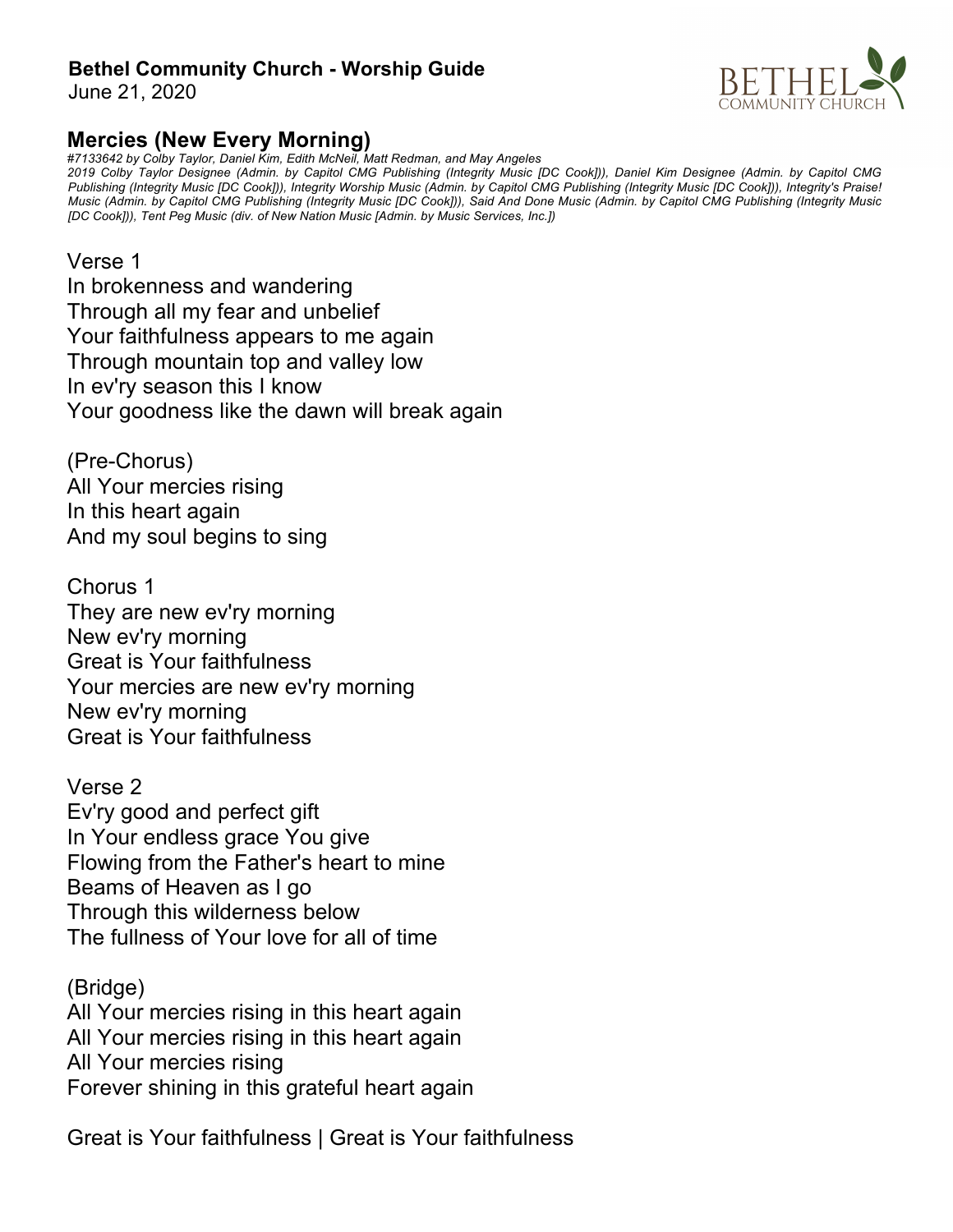**Bethel Community Church - Worship Guide**
June 21, 2020

## Mercies (New Every Morning)

*#7133642 by Colby Taylor, Daniel Kim, Edith McNeil, Matt Redman, and May Angeles*
*2019 Colby Taylor Designee (Admin. by Capitol CMG Publishing (Integrity Music [DC Cook])), Daniel Kim Designee (Admin. by Capitol CMG Publishing (Integrity Music [DC Cook])), Integrity Worship Music (Admin. by Capitol CMG Publishing (Integrity Music [DC Cook])), Integrity's Praise! Music (Admin. by Capitol CMG Publishing (Integrity Music [DC Cook])), Said And Done Music (Admin. by Capitol CMG Publishing (Integrity Music [DC Cook])), Tent Peg Music (div. of New Nation Music [Admin. by Music Services, Inc.])*

Verse 1
In brokenness and wandering
Through all my fear and unbelief
Your faithfulness appears to me again
Through mountain top and valley low
In ev'ry season this I know
Your goodness like the dawn will break again

(Pre-Chorus)
All Your mercies rising
In this heart again
And my soul begins to sing

Chorus 1
They are new ev'ry morning
New ev'ry morning
Great is Your faithfulness
Your mercies are new ev'ry morning
New ev'ry morning
Great is Your faithfulness

Verse 2
Ev'ry good and perfect gift
In Your endless grace You give
Flowing from the Father's heart to mine
Beams of Heaven as I go
Through this wilderness below
The fullness of Your love for all of time

(Bridge)
All Your mercies rising in this heart again
All Your mercies rising in this heart again
All Your mercies rising
Forever shining in this grateful heart again

Great is Your faithfulness | Great is Your faithfulness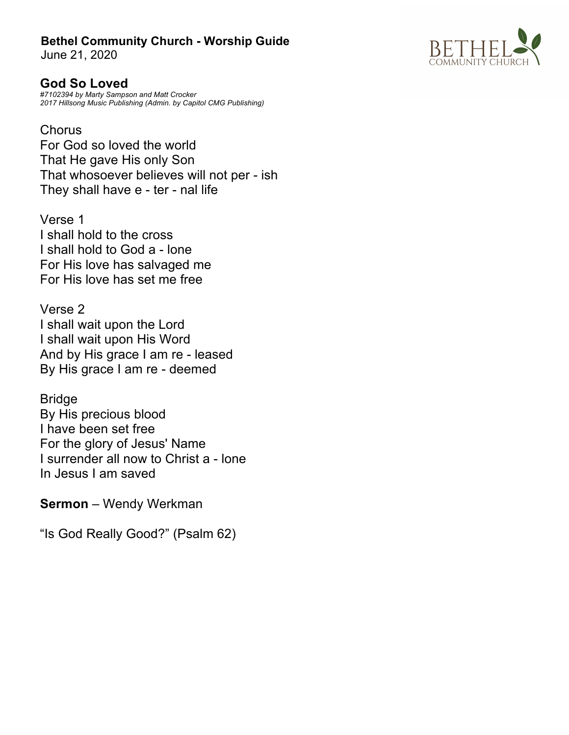**Bethel Community Church - Worship Guide**
June 21, 2020

## God So Loved

*#7102394 by Marty Sampson and Matt Crocker*
*2017 Hillsong Music Publishing (Admin. by Capitol CMG Publishing)*

Chorus
For God so loved the world
That He gave His only Son
That whosoever believes will not per - ish
They shall have e - ter - nal life

Verse 1
I shall hold to the cross
I shall hold to God a - lone
For His love has salvaged me
For His love has set me free

Verse 2
I shall wait upon the Lord
I shall wait upon His Word
And by His grace I am re - leased
By His grace I am re - deemed

Bridge
By His precious blood
I have been set free
For the glory of Jesus' Name
I surrender all now to Christ a - lone
In Jesus I am saved

**Sermon** – Wendy Werkman

"Is God Really Good?" (Psalm 62)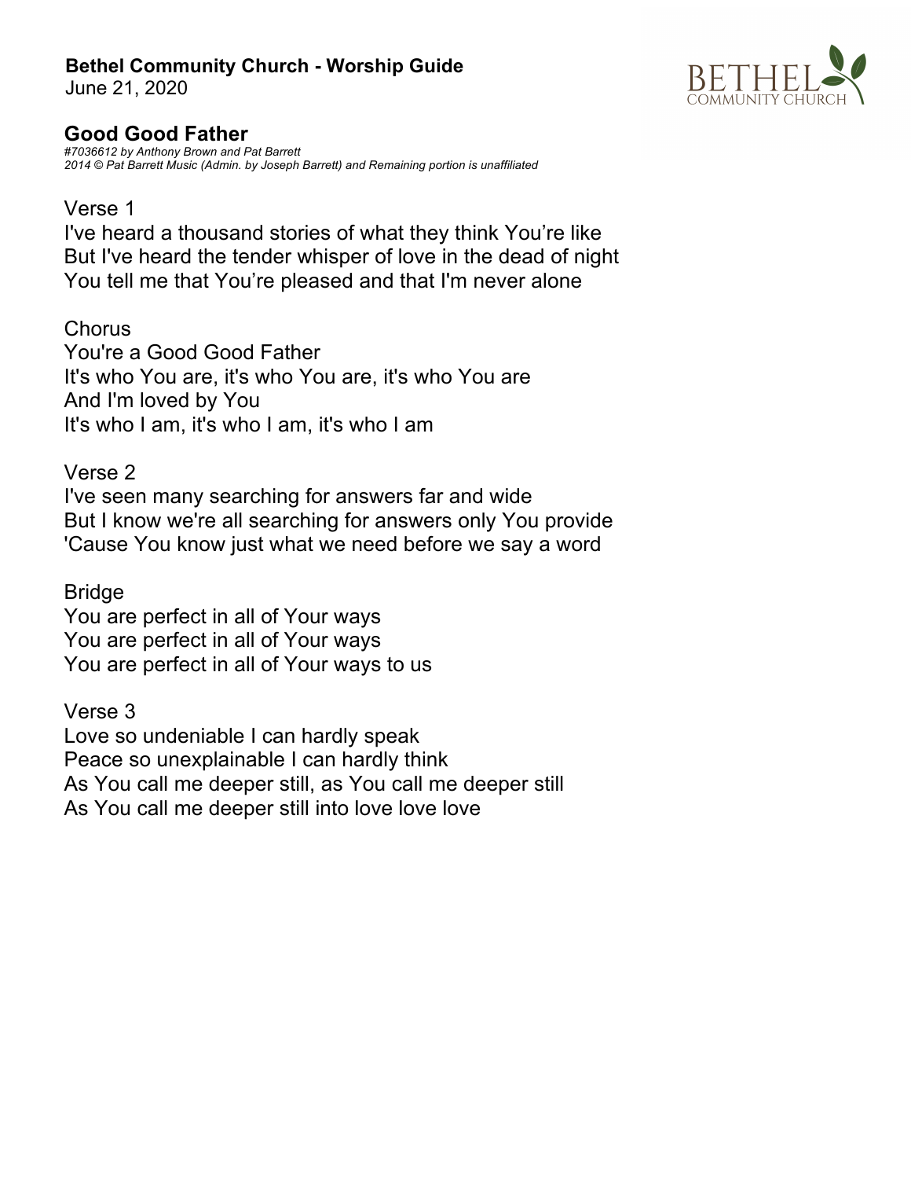**Bethel Community Church - Worship Guide**
June 21, 2020

BETHEL
COMMUNITY CHURCH

## Good Good Father

*#7036612 by Anthony Brown and Pat Barrett*
*2014 © Pat Barrett Music (Admin. by Joseph Barrett) and Remaining portion is unaffiliated*

Verse 1
I've heard a thousand stories of what they think You're like
But I've heard the tender whisper of love in the dead of night
You tell me that You're pleased and that I'm never alone

Chorus
You're a Good Good Father
It's who You are, it's who You are, it's who You are
And I'm loved by You
It's who I am, it's who I am, it's who I am

Verse 2
I've seen many searching for answers far and wide
But I know we're all searching for answers only You provide
'Cause You know just what we need before we say a word

Bridge
You are perfect in all of Your ways
You are perfect in all of Your ways
You are perfect in all of Your ways to us

Verse 3
Love so undeniable I can hardly speak
Peace so unexplainable I can hardly think
As You call me deeper still, as You call me deeper still
As You call me deeper still into love love love